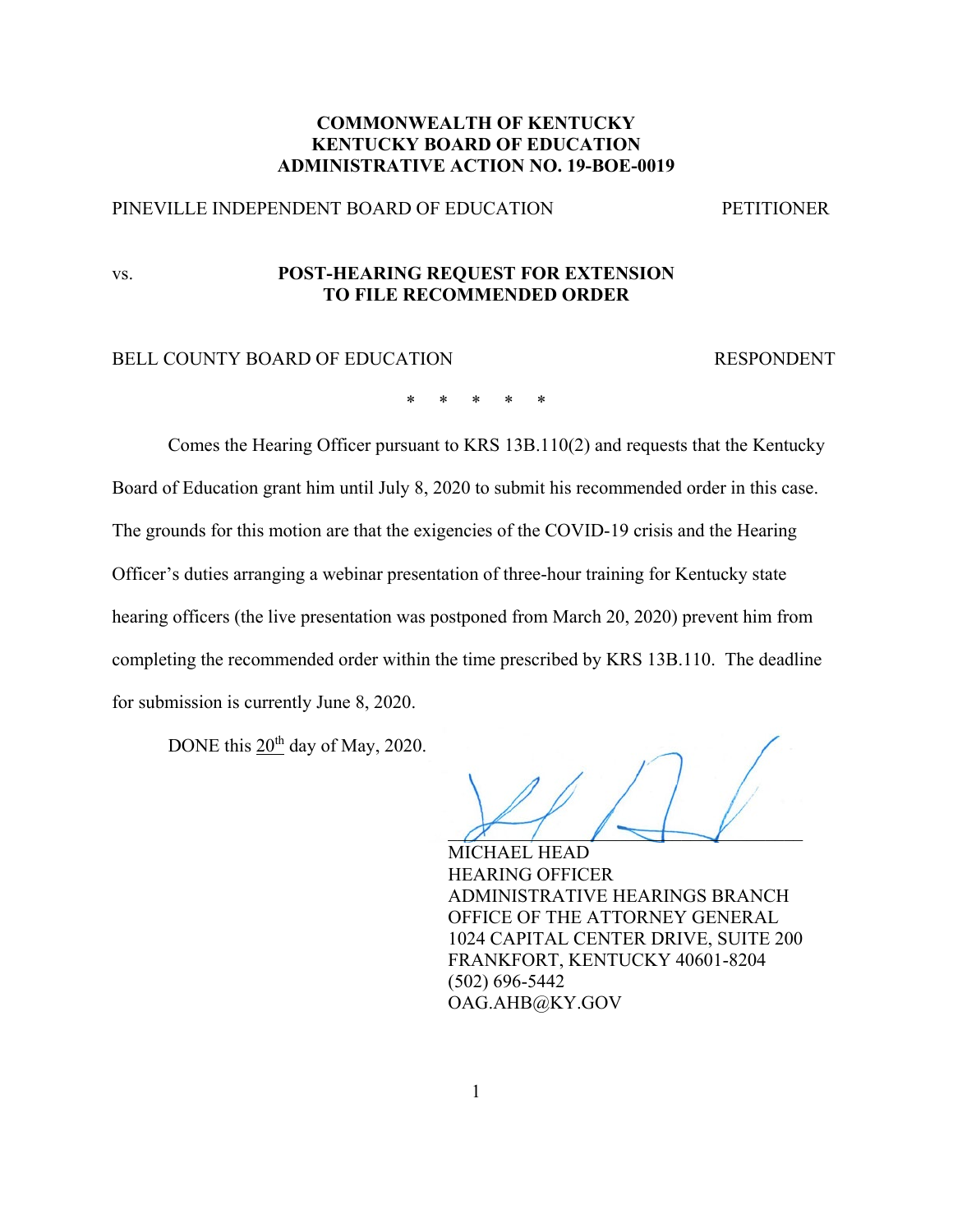**COMMONWEALTH OF KENTUCKY**
**KENTUCKY BOARD OF EDUCATION**
**ADMINISTRATIVE ACTION NO. 19-BOE-0019**

PINEVILLE INDEPENDENT BOARD OF EDUCATION PETITIONER

vs. **POST-HEARING REQUEST FOR EXTENSION TO FILE RECOMMENDED ORDER**

BELL COUNTY BOARD OF EDUCATION RESPONDENT

\* \* \* \* \*

Comes the Hearing Officer pursuant to KRS 13B.110(2) and requests that the Kentucky Board of Education grant him until July 8, 2020 to submit his recommended order in this case. The grounds for this motion are that the exigencies of the COVID-19 crisis and the Hearing Officer's duties arranging a webinar presentation of three-hour training for Kentucky state hearing officers (the live presentation was postponed from March 20, 2020) prevent him from completing the recommended order within the time prescribed by KRS 13B.110. The deadline for submission is currently June 8, 2020.

DONE this 20th day of May, 2020.

MICHAEL HEAD
HEARING OFFICER
ADMINISTRATIVE HEARINGS BRANCH
OFFICE OF THE ATTORNEY GENERAL
1024 CAPITAL CENTER DRIVE, SUITE 200
FRANKFORT, KENTUCKY 40601-8204
(502) 696-5442
OAG.AHB@KY.GOV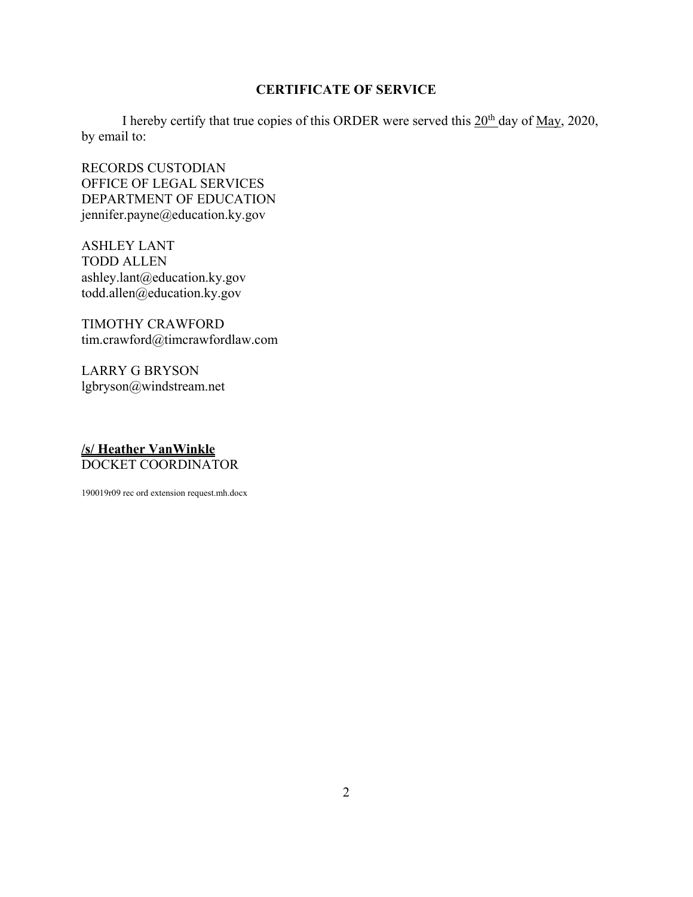**CERTIFICATE OF SERVICE**

I hereby certify that true copies of this ORDER were served this 20th day of May, 2020, by email to:

RECORDS CUSTODIAN
OFFICE OF LEGAL SERVICES
DEPARTMENT OF EDUCATION
jennifer.payne@education.ky.gov

ASHLEY LANT
TODD ALLEN
ashley.lant@education.ky.gov
todd.allen@education.ky.gov

TIMOTHY CRAWFORD
tim.crawford@timcrawfordlaw.com

LARRY G BRYSON
lgbryson@windstream.net

**/s/ Heather VanWinkle**
DOCKET COORDINATOR

190019r09 rec ord extension request.mh.docx